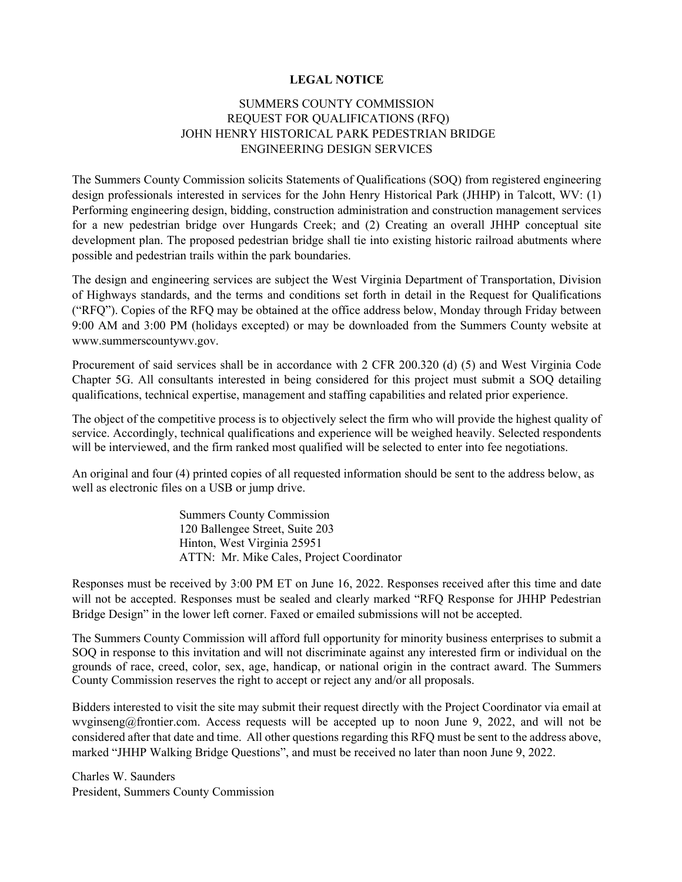**LEGAL NOTICE**

SUMMERS COUNTY COMMISSION
REQUEST FOR QUALIFICATIONS (RFQ)
JOHN HENRY HISTORICAL PARK PEDESTRIAN BRIDGE
ENGINEERING DESIGN SERVICES

The Summers County Commission solicits Statements of Qualifications (SOQ) from registered engineering design professionals interested in services for the John Henry Historical Park (JHHP) in Talcott, WV: (1) Performing engineering design, bidding, construction administration and construction management services for a new pedestrian bridge over Hungards Creek; and (2) Creating an overall JHHP conceptual site development plan. The proposed pedestrian bridge shall tie into existing historic railroad abutments where possible and pedestrian trails within the park boundaries.

The design and engineering services are subject the West Virginia Department of Transportation, Division of Highways standards, and the terms and conditions set forth in detail in the Request for Qualifications ("RFQ"). Copies of the RFQ may be obtained at the office address below, Monday through Friday between 9:00 AM and 3:00 PM (holidays excepted) or may be downloaded from the Summers County website at www.summerscountywv.gov.

Procurement of said services shall be in accordance with 2 CFR 200.320 (d) (5) and West Virginia Code Chapter 5G. All consultants interested in being considered for this project must submit a SOQ detailing qualifications, technical expertise, management and staffing capabilities and related prior experience.

The object of the competitive process is to objectively select the firm who will provide the highest quality of service. Accordingly, technical qualifications and experience will be weighed heavily. Selected respondents will be interviewed, and the firm ranked most qualified will be selected to enter into fee negotiations.

An original and four (4) printed copies of all requested information should be sent to the address below, as well as electronic files on a USB or jump drive.

Summers County Commission
120 Ballengee Street, Suite 203
Hinton, West Virginia 25951
ATTN: Mr. Mike Cales, Project Coordinator

Responses must be received by 3:00 PM ET on June 16, 2022. Responses received after this time and date will not be accepted. Responses must be sealed and clearly marked "RFQ Response for JHHP Pedestrian Bridge Design" in the lower left corner. Faxed or emailed submissions will not be accepted.

The Summers County Commission will afford full opportunity for minority business enterprises to submit a SOQ in response to this invitation and will not discriminate against any interested firm or individual on the grounds of race, creed, color, sex, age, handicap, or national origin in the contract award. The Summers County Commission reserves the right to accept or reject any and/or all proposals.

Bidders interested to visit the site may submit their request directly with the Project Coordinator via email at wvginseng@frontier.com. Access requests will be accepted up to noon June 9, 2022, and will not be considered after that date and time. All other questions regarding this RFQ must be sent to the address above, marked "JHHP Walking Bridge Questions", and must be received no later than noon June 9, 2022.

Charles W. Saunders
President, Summers County Commission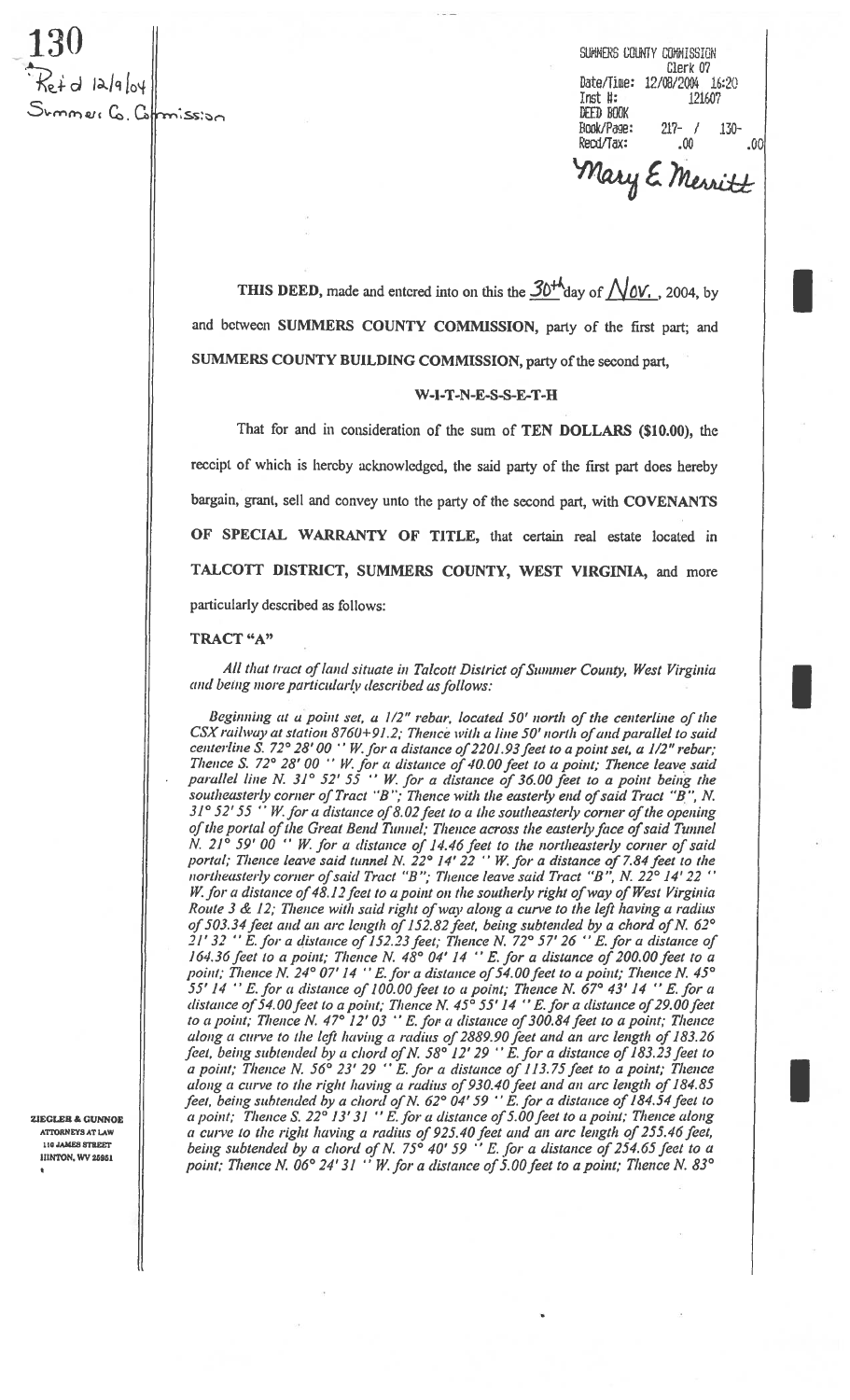130

Rcd 12/9/04
Summers Co. Commission

SUMMERS COUNTY COMMISSION
Clerk 07
Date/Time: 12/08/2004 16:20
Inst #: 121607
DEED BOOK
Book/Page: 217- / 130-
Recd/Tax: .00 .00

Mary E. Merritt

**THIS DEED**, made and entered into on this the 30th day of Nov., 2004, by and between **SUMMERS COUNTY COMMISSION**, party of the first part; and **SUMMERS COUNTY BUILDING COMMISSION**, party of the second part,

**W-I-T-N-E-S-S-E-T-H**

That for and in consideration of the sum of **TEN DOLLARS ($10.00)**, the receipt of which is hereby acknowledged, the said party of the first part does hereby bargain, grant, sell and convey unto the party of the second part, with **COVENANTS OF SPECIAL WARRANTY OF TITLE**, that certain real estate located in **TALCOTT DISTRICT, SUMMERS COUNTY, WEST VIRGINIA**, and more particularly described as follows:

**TRACT "A"**

*All that tract of land situate in Talcott District of Summer County, West Virginia and being more particularly described as follows:*

*Beginning at a point set, a 1/2" rebar, located 50' north of the centerline of the CSX railway at station 8760+91.2; Thence with a line 50' north of and parallel to said centerline S. 72° 28' 00 '' W. for a distance of 2201.93 feet to a point set, a 1/2" rebar; Thence S. 72° 28' 00 '' W. for a distance of 40.00 feet to a point; Thence leave said parallel line N. 31° 52' 55 '' W. for a distance of 36.00 feet to a point being the southeasterly corner of Tract "B"; Thence with the easterly end of said Tract "B", N. 31° 52' 55 '' W. for a distance of 8.02 feet to a the southeasterly corner of the opening of the portal of the Great Bend Tunnel; Thence across the easterly face of said Tunnel N. 21° 59' 00 '' W. for a distance of 14.46 feet to the northeasterly corner of said portal; Thence leave said tunnel N. 22° 14' 22 '' W. for a distance of 7.84 feet to the northeasterly corner of said Tract "B"; Thence leave said Tract "B", N. 22° 14' 22 '' W. for a distance of 48.12 feet to a point on the southerly right of way of West Virginia Route 3 & 12; Thence with said right of way along a curve to the left having a radius of 503.34 feet and an arc length of 152.82 feet, being subtended by a chord of N. 62° 21' 32 '' E. for a distance of 152.23 feet; Thence N. 72° 57' 26 '' E. for a distance of 164.36 feet to a point; Thence N. 48° 04' 14 '' E. for a distance of 200.00 feet to a point; Thence N. 24° 07' 14 '' E. for a distance of 54.00 feet to a point; Thence N. 45° 55' 14 '' E. for a distance of 100.00 feet to a point; Thence N. 67° 43' 14 '' E. for a distance of 54.00 feet to a point; Thence N. 45° 55' 14 '' E. for a distance of 29.00 feet to a point; Thence N. 47° 12' 03 '' E. for a distance of 300.84 feet to a point; Thence along a curve to the left having a radius of 2889.90 feet and an arc length of 183.26 feet, being subtended by a chord of N. 58° 12' 29 '' E. for a distance of 183.23 feet to a point; Thence N. 56° 23' 29 '' E. for a distance of 113.75 feet to a point; Thence along a curve to the right having a radius of 930.40 feet and an arc length of 184.85 feet, being subtended by a chord of N. 62° 04' 59 '' E. for a distance of 184.54 feet to a point; Thence S. 22° 13' 31 '' E. for a distance of 5.00 feet to a point; Thence along a curve to the right having a radius of 925.40 feet and an arc length of 255.46 feet, being subtended by a chord of N. 75° 40' 59 '' E. for a distance of 254.65 feet to a point; Thence N. 06° 24' 31 '' W. for a distance of 5.00 feet to a point; Thence N. 83°*

ZIEGLER & GUNNOE
ATTORNEYS AT LAW
110 JAMES STREET
HINTON, WV 25951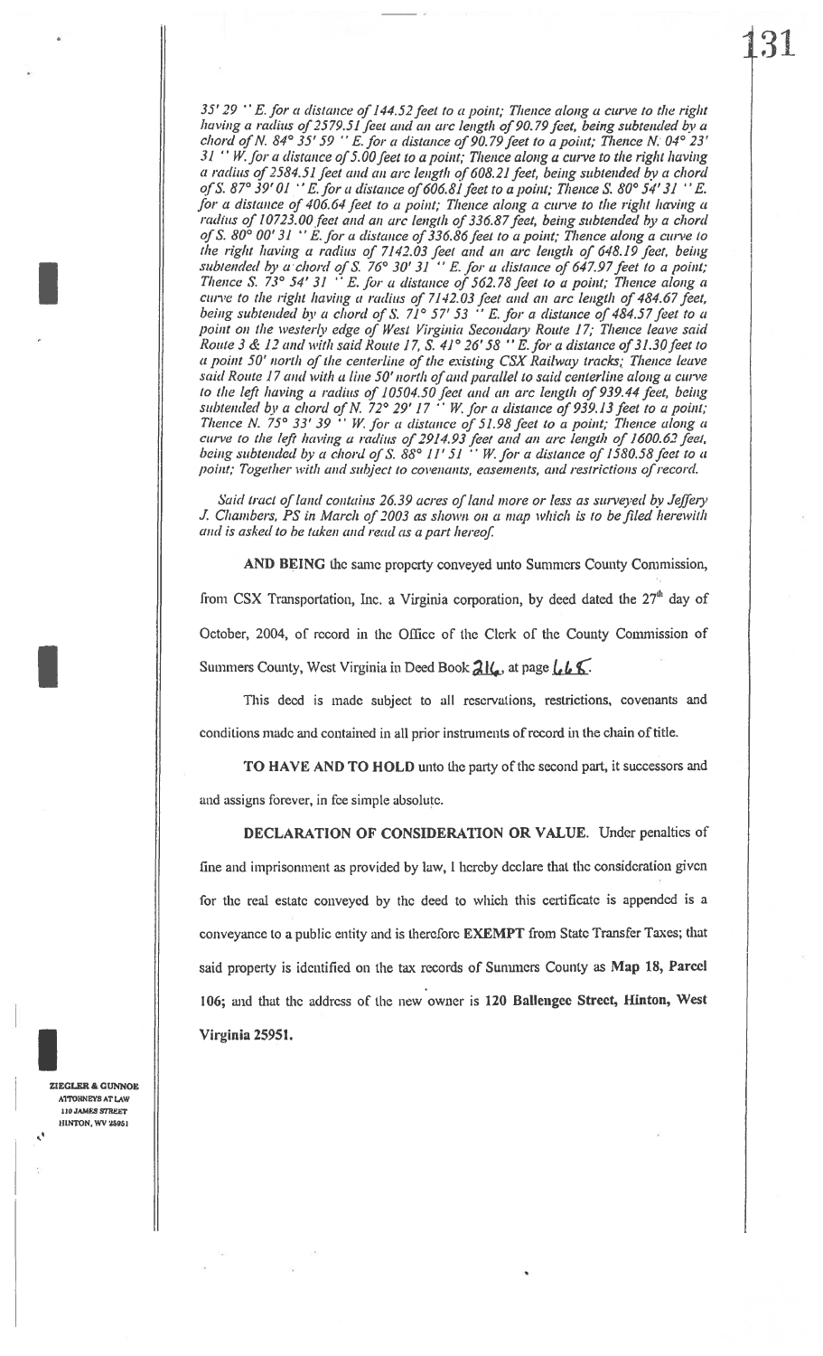*35' 29 '' E. for a distance of 144.52 feet to a point; Thence along a curve to the right having a radius of 2579.51 feet and an arc length of 90.79 feet, being subtended by a chord of N. 84° 35' 59 '' E. for a distance of 90.79 feet to a point; Thence N. 04° 23' 31 '' W. for a distance of 5.00 feet to a point; Thence along a curve to the right having a radius of 2584.51 feet and an arc length of 608.21 feet, being subtended by a chord of S. 87° 39' 01 '' E. for a distance of 606.81 feet to a point; Thence S. 80° 54' 31 '' E. for a distance of 406.64 feet to a point; Thence along a curve to the right having a radius of 10723.00 feet and an arc length of 336.87 feet, being subtended by a chord of S. 80° 00' 31 '' E. for a distance of 336.86 feet to a point; Thence along a curve to the right having a radius of 7142.03 feet and an arc length of 648.19 feet, being subtended by a chord of S. 76° 30' 31 '' E. for a distance of 647.97 feet to a point; Thence S. 73° 54' 31 '' E. for a distance of 562.78 feet to a point; Thence along a curve to the right having a radius of 7142.03 feet and an arc length of 484.67 feet, being subtended by a chord of S. 71° 57' 53 '' E. for a distance of 484.57 feet to a point on the westerly edge of West Virginia Secondary Route 17; Thence leave said Route 3 & 12 and with said Route 17, S. 41° 26' 58 '' E. for a distance of 31.30 feet to a point 50' north of the centerline of the existing CSX Railway tracks; Thence leave said Route 17 and with a line 50' north of and parallel to said centerline along a curve to the left having a radius of 10504.50 feet and an arc length of 939.44 feet, being subtended by a chord of N. 72° 29' 17 '' W. for a distance of 939.13 feet to a point; Thence N. 75° 33' 39 '' W. for a distance of 51.98 feet to a point; Thence along a curve to the left having a radius of 2914.93 feet and an arc length of 1600.62 feet, being subtended by a chord of S. 88° 11' 51 '' W. for a distance of 1580.58 feet to a point; Together with and subject to covenants, easements, and restrictions of record.*

*Said tract of land contains 26.39 acres of land more or less as surveyed by Jeffery J. Chambers, PS in March of 2003 as shown on a map which is to be filed herewith and is asked to be taken and read as a part hereof.*

**AND BEING** the same property conveyed unto Summers County Commission, from CSX Transportation, Inc. a Virginia corporation, by deed dated the 27th day of October, 2004, of record in the Office of the Clerk of the County Commission of Summers County, West Virginia in Deed Book 216, at page 665.

This deed is made subject to all reservations, restrictions, covenants and conditions made and contained in all prior instruments of record in the chain of title.

**TO HAVE AND TO HOLD** unto the party of the second part, it successors and and assigns forever, in fee simple absolute.

**DECLARATION OF CONSIDERATION OR VALUE.** Under penalties of fine and imprisonment as provided by law, I hereby declare that the consideration given for the real estate conveyed by the deed to which this certificate is appended is a conveyance to a public entity and is therefore **EXEMPT** from State Transfer Taxes; that said property is identified on the tax records of Summers County as **Map 18, Parcel 106**; and that the address of the new owner is **120 Ballengee Street, Hinton, West Virginia 25951.**

ZIEGLER & GUNNOE
ATTORNEYS AT LAW
110 JAMES STREET
HINTON, WV 25951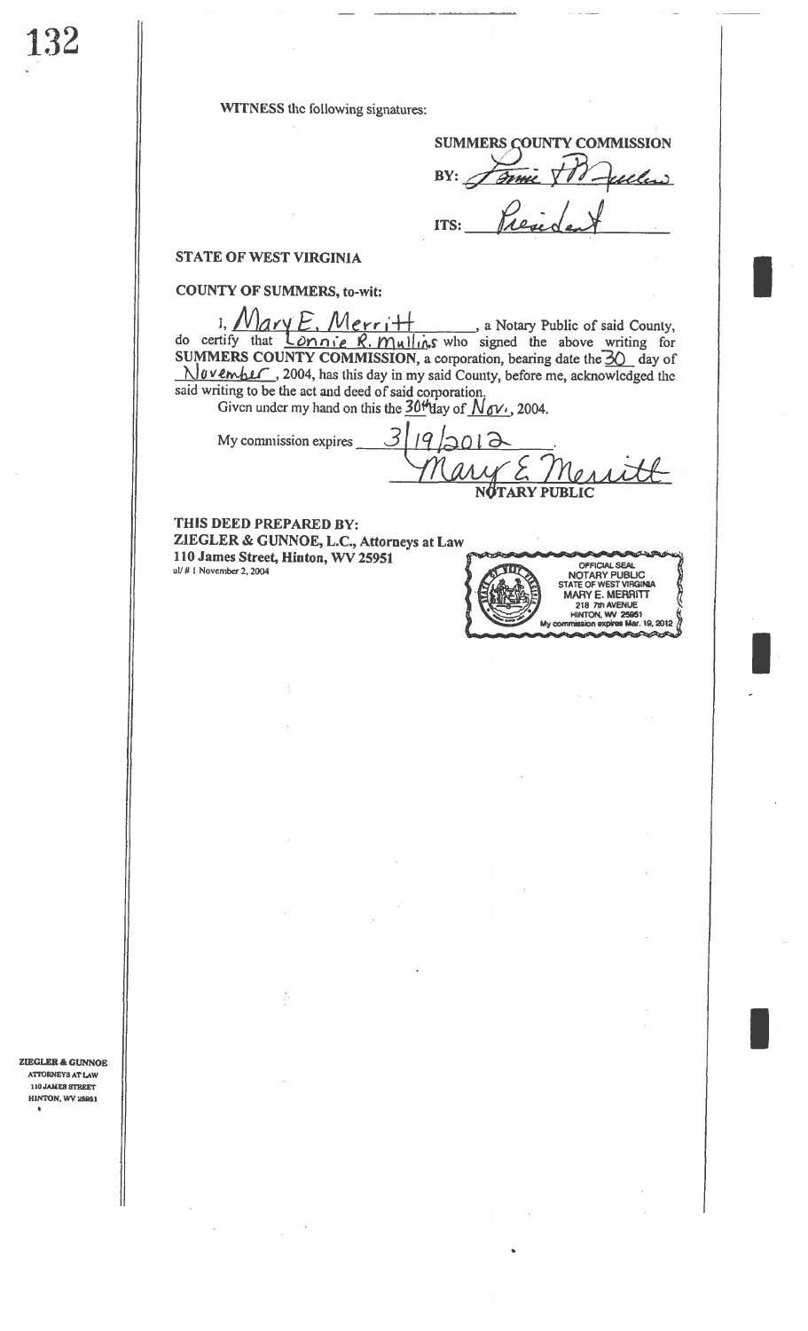WITNESS the following signatures:

**SUMMERS COUNTY COMMISSION**

BY: Lonnie R. Mullins

ITS: President

**STATE OF WEST VIRGINIA**

**COUNTY OF SUMMERS, to-wit:**

I, Mary E. Merritt, a Notary Public of said County, do certify that Lonnie R. Mullins who signed the above writing for **SUMMERS COUNTY COMMISSION**, a corporation, bearing date the 30 day of November, 2004, has this day in my said County, before me, acknowledged the said writing to be the act and deed of said corporation.

Given under my hand on this the 30th day of Nov., 2004.

My commission expires 3/19/2012.

Mary E. Merritt
NOTARY PUBLIC

OFFICIAL SEAL
NOTARY PUBLIC
STATE OF WEST VIRGINIA
MARY E. MERRITT
218 7th AVENUE
HINTON, WV 25951
My commission expires Mar. 19, 2012

**THIS DEED PREPARED BY:**
**ZIEGLER & GUNNOE, L.C., Attorneys at Law**
**110 James Street, Hinton, WV 25951**
al/ # 1 November 2, 2004

ZIEGLER & GUNNOE
ATTORNEYS AT LAW
110 JAMES STREET
HINTON, WV 25951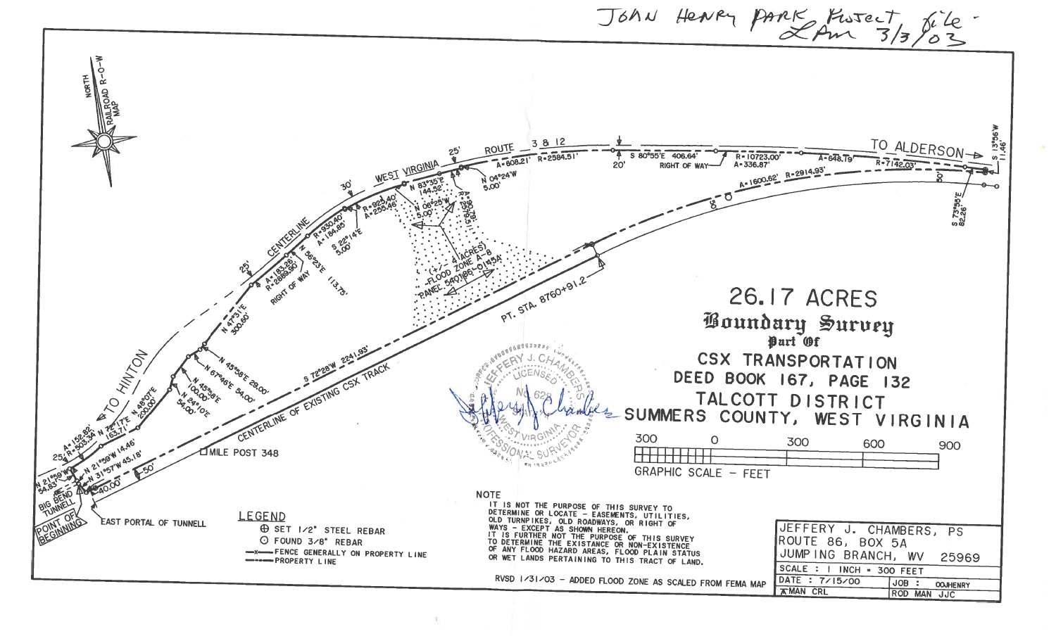JOHN HENRY PARK PROJECT file - LAM 3/3/03

# 26.17 ACRES

## Boundary Survey

**Part Of**

**CSX TRANSPORTATION**

**DEED BOOK 167, PAGE 132**

**TALCOTT DISTRICT**

**SUMMERS COUNTY, WEST VIRGINIA**

300 0 300 600 900

GRAPHIC SCALE - FEET

NORTH

RAILROAD R-O-W MAP

TO HINTON

TO ALDERSON

WEST VIRGINIA ROUTE 3 & 12

CENTERLINE

RIGHT OF WAY

CENTERLINE OF EXISTING CSX TRACK

PT. STA. 8760+91.2

MILE POST 348

BIG BEND TUNNELL

POINT OF BEGINNING

EAST PORTAL OF TUNNELL

(+/- 4 ACRES) FLOOD ZONE A-8 PANEL 540186-0145A

A=152.82' R=503.34'
N 21°59'W 54.83'
N 72°17'E 163.71'
N 48°07'E 200.00'
N 21°59'W 14.46'
N 31°57'W 45.18'
40.00'
N 24°10'E 54.00'
N 45°58'E 100.00'
N 67°46'E 54.00'
N 45°58'E 29.00'
N 47°31'E 300.60'
A=183.26' R=2889.90'
N 56°23'E 113.75'
R=930.40' A=184.85'
S 22°14'E 5.00'
R=925.40' A=255.46'
N 83°35'E 144.52'
N 06°25'W 5.00'
R=2579.51' A=5.79'
N 04°24'W 5.00'
A=608.21' R=2584.51'
S 80°55'E 406.64'
RIGHT OF WAY
R=10723.00' A=336.87'
A=648.79' R=7142.03'
S 13°56'W 11.46'
S 73°55'E 82.26'
A=1600.62' R=2914.93'
S 72°28'W 2241.93'
25' 30' 25' 20' 50' 50' 50' 25'

JEFFERY J. CHAMBERS LICENSED No. 628 STATE OF WEST VIRGINIA PROFESSIONAL SURVEYOR

**LEGEND**

- ⊕ SET 1/2" STEEL REBAR
- ⊙ FOUND 3/8" REBAR
- —x— FENCE GENERALLY ON PROPERTY LINE
- —— PROPERTY LINE

NOTE

IT IS NOT THE PURPOSE OF THIS SURVEY TO DETERMINE OR LOCATE - EASEMENTS, UTILITIES, OLD TURNPIKES, OLD ROADWAYS, OR RIGHT OF WAYS - EXCEPT AS SHOWN HEREON.
IT IS FURTHER NOT THE PURPOSE OF THIS SURVEY TO DETERMINE THE EXISTANCE OR NON-EXISTENCE OF ANY FLOOD HAZARD AREAS, FLOOD PLAIN STATUS OR WET LANDS PERTAINING TO THIS TRACT OF LAND.

RVSD 1/31/03 - ADDED FLOOD ZONE AS SCALED FROM FEMA MAP

JEFFERY J. CHAMBERS, PS
ROUTE 86, BOX 5A
JUMPING BRANCH, WV 25969

| | |
|---|---|
| SCALE : 1 INCH = 300 FEET | |
| DATE : 7/15/00 | JOB : OOJHENRY |
| ⊼ MAN CRL | ROD MAN JJC |